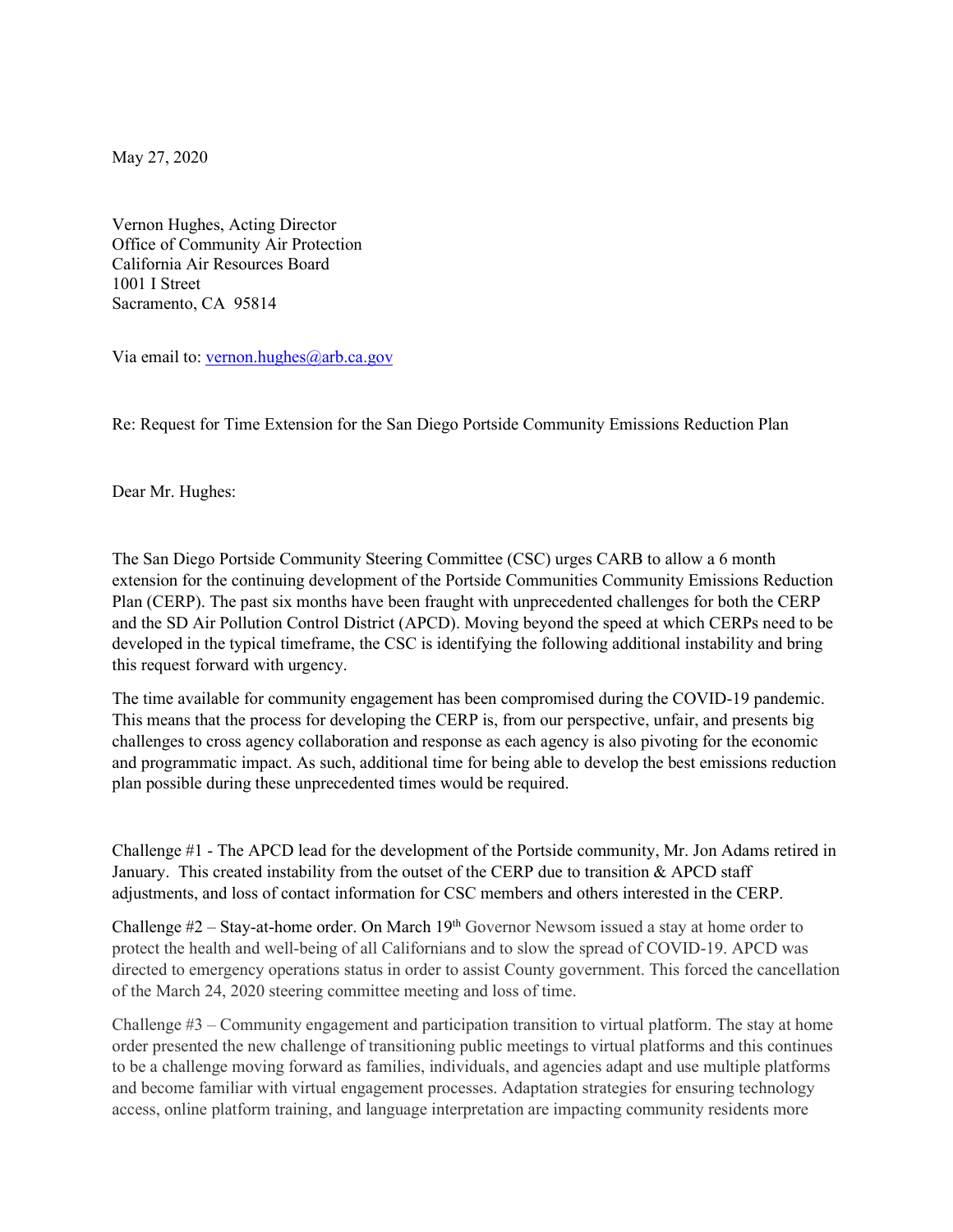May 27, 2020

Vernon Hughes, Acting Director
Office of Community Air Protection
California Air Resources Board
1001 I Street
Sacramento, CA 95814

Via email to: vernon.hughes@arb.ca.gov

Re: Request for Time Extension for the San Diego Portside Community Emissions Reduction Plan

Dear Mr. Hughes:

The San Diego Portside Community Steering Committee (CSC) urges CARB to allow a 6 month extension for the continuing development of the Portside Communities Community Emissions Reduction Plan (CERP). The past six months have been fraught with unprecedented challenges for both the CERP and the SD Air Pollution Control District (APCD). Moving beyond the speed at which CERPs need to be developed in the typical timeframe, the CSC is identifying the following additional instability and bring this request forward with urgency.

The time available for community engagement has been compromised during the COVID-19 pandemic. This means that the process for developing the CERP is, from our perspective, unfair, and presents big challenges to cross agency collaboration and response as each agency is also pivoting for the economic and programmatic impact. As such, additional time for being able to develop the best emissions reduction plan possible during these unprecedented times would be required.

Challenge #1 - The APCD lead for the development of the Portside community, Mr. Jon Adams retired in January. This created instability from the outset of the CERP due to transition & APCD staff adjustments, and loss of contact information for CSC members and others interested in the CERP.

Challenge #2 – Stay-at-home order. On March 19th Governor Newsom issued a stay at home order to protect the health and well-being of all Californians and to slow the spread of COVID-19. APCD was directed to emergency operations status in order to assist County government. This forced the cancellation of the March 24, 2020 steering committee meeting and loss of time.

Challenge #3 – Community engagement and participation transition to virtual platform. The stay at home order presented the new challenge of transitioning public meetings to virtual platforms and this continues to be a challenge moving forward as families, individuals, and agencies adapt and use multiple platforms and become familiar with virtual engagement processes. Adaptation strategies for ensuring technology access, online platform training, and language interpretation are impacting community residents more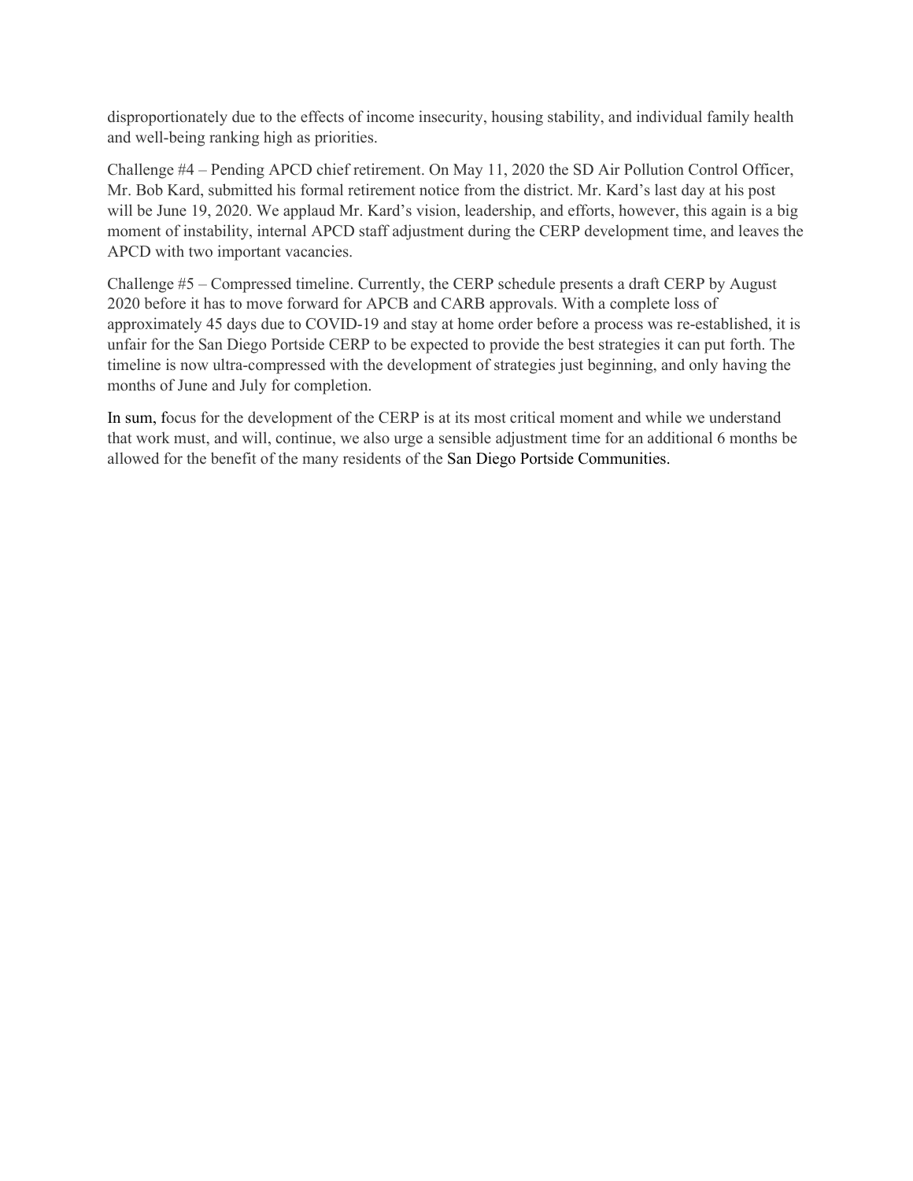disproportionately due to the effects of income insecurity, housing stability, and individual family health and well-being ranking high as priorities.

Challenge #4 – Pending APCD chief retirement. On May 11, 2020 the SD Air Pollution Control Officer, Mr. Bob Kard, submitted his formal retirement notice from the district. Mr. Kard's last day at his post will be June 19, 2020. We applaud Mr. Kard's vision, leadership, and efforts, however, this again is a big moment of instability, internal APCD staff adjustment during the CERP development time, and leaves the APCD with two important vacancies.

Challenge #5 – Compressed timeline. Currently, the CERP schedule presents a draft CERP by August 2020 before it has to move forward for APCB and CARB approvals. With a complete loss of approximately 45 days due to COVID-19 and stay at home order before a process was re-established, it is unfair for the San Diego Portside CERP to be expected to provide the best strategies it can put forth. The timeline is now ultra-compressed with the development of strategies just beginning, and only having the months of June and July for completion.

In sum, focus for the development of the CERP is at its most critical moment and while we understand that work must, and will, continue, we also urge a sensible adjustment time for an additional 6 months be allowed for the benefit of the many residents of the San Diego Portside Communities.